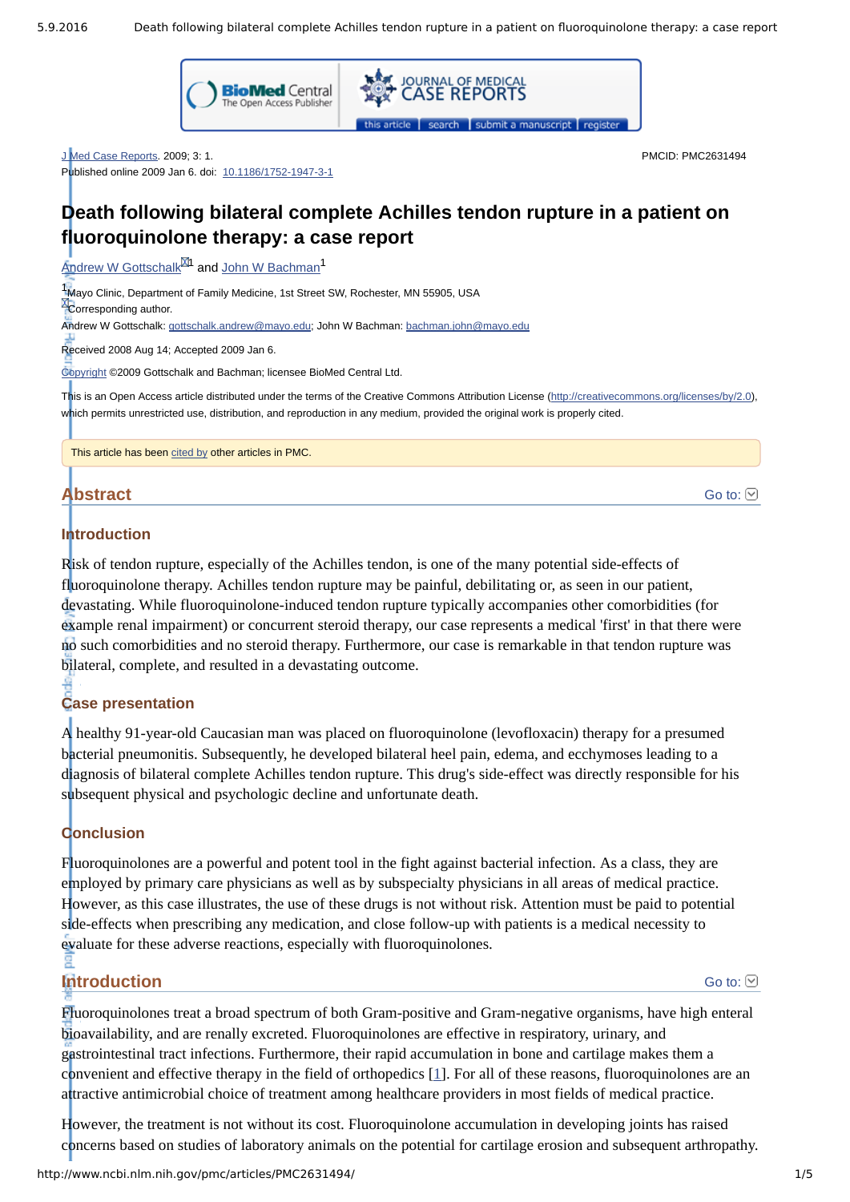J Med Case Reports. 2009; 3: 1.
Published online 2009 Jan 6. doi: 10.1186/1752-1947-3-1

PMCID: PMC2631494

# Death following bilateral complete Achilles tendon rupture in a patient on fluoroquinolone therapy: a case report

Andrew W Gottschalk[1] and John W Bachman[1]

[1] Mayo Clinic, Department of Family Medicine, 1st Street SW, Rochester, MN 55905, USA

Corresponding author.

Andrew W Gottschalk: gottschalk.andrew@mayo.edu; John W Bachman: bachman.john@mayo.edu

Received 2008 Aug 14; Accepted 2009 Jan 6.

Copyright ©2009 Gottschalk and Bachman; licensee BioMed Central Ltd.

This is an Open Access article distributed under the terms of the Creative Commons Attribution License (http://creativecommons.org/licenses/by/2.0), which permits unrestricted use, distribution, and reproduction in any medium, provided the original work is properly cited.

This article has been cited by other articles in PMC.

## Abstract

### Introduction

Risk of tendon rupture, especially of the Achilles tendon, is one of the many potential side-effects of fluoroquinolone therapy. Achilles tendon rupture may be painful, debilitating or, as seen in our patient, devastating. While fluoroquinolone-induced tendon rupture typically accompanies other comorbidities (for example renal impairment) or concurrent steroid therapy, our case represents a medical 'first' in that there were no such comorbidities and no steroid therapy. Furthermore, our case is remarkable in that tendon rupture was bilateral, complete, and resulted in a devastating outcome.

### Case presentation

A healthy 91-year-old Caucasian man was placed on fluoroquinolone (levofloxacin) therapy for a presumed bacterial pneumonitis. Subsequently, he developed bilateral heel pain, edema, and ecchymoses leading to a diagnosis of bilateral complete Achilles tendon rupture. This drug's side-effect was directly responsible for his subsequent physical and psychologic decline and unfortunate death.

### Conclusion

Fluoroquinolones are a powerful and potent tool in the fight against bacterial infection. As a class, they are employed by primary care physicians as well as by subspecialty physicians in all areas of medical practice. However, as this case illustrates, the use of these drugs is not without risk. Attention must be paid to potential side-effects when prescribing any medication, and close follow-up with patients is a medical necessity to evaluate for these adverse reactions, especially with fluoroquinolones.

## Introduction

Fluoroquinolones treat a broad spectrum of both Gram-positive and Gram-negative organisms, have high enteral bioavailability, and are renally excreted. Fluoroquinolones are effective in respiratory, urinary, and gastrointestinal tract infections. Furthermore, their rapid accumulation in bone and cartilage makes them a convenient and effective therapy in the field of orthopedics [1]. For all of these reasons, fluoroquinolones are an attractive antimicrobial choice of treatment among healthcare providers in most fields of medical practice.

However, the treatment is not without its cost. Fluoroquinolone accumulation in developing joints has raised concerns based on studies of laboratory animals on the potential for cartilage erosion and subsequent arthropathy.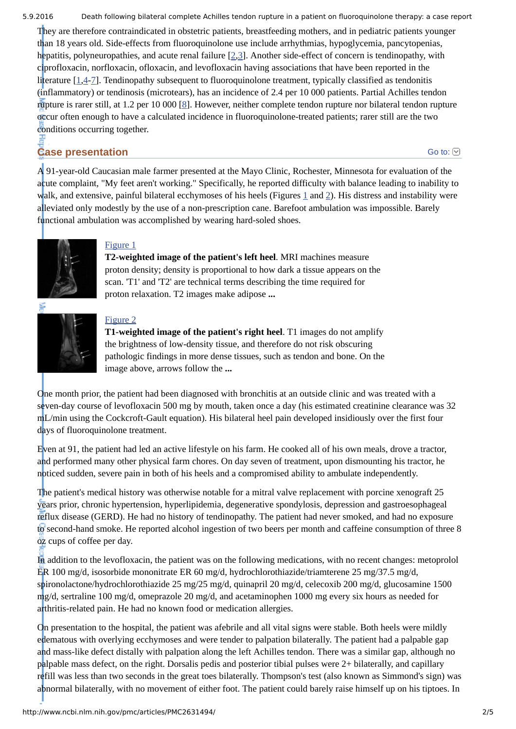They are therefore contraindicated in obstetric patients, breastfeeding mothers, and in pediatric patients younger than 18 years old. Side-effects from fluoroquinolone use include arrhythmias, hypoglycemia, pancytopenias, hepatitis, polyneuropathies, and acute renal failure [2,3]. Another side-effect of concern is tendinopathy, with ciprofloxacin, norfloxacin, ofloxacin, and levofloxacin having associations that have been reported in the literature [1,4-7]. Tendinopathy subsequent to fluoroquinolone treatment, typically classified as tendonitis (inflammatory) or tendinosis (microtears), has an incidence of 2.4 per 10 000 patients. Partial Achilles tendon rupture is rarer still, at 1.2 per 10 000 [8]. However, neither complete tendon rupture nor bilateral tendon rupture occur often enough to have a calculated incidence in fluoroquinolone-treated patients; rarer still are the two conditions occurring together.

## Case presentation

A 91-year-old Caucasian male farmer presented at the Mayo Clinic, Rochester, Minnesota for evaluation of the acute complaint, "My feet aren't working." Specifically, he reported difficulty with balance leading to inability to walk, and extensive, painful bilateral ecchymoses of his heels (Figures 1 and 2). His distress and instability were alleviated only modestly by the use of a non-prescription cane. Barefoot ambulation was impossible. Barely functional ambulation was accomplished by wearing hard-soled shoes.

Figure 1

**T2-weighted image of the patient's left heel**. MRI machines measure proton density; density is proportional to how dark a tissue appears on the scan. 'T1' and 'T2' are technical terms describing the time required for proton relaxation. T2 images make adipose **...**

Figure 2

**T1-weighted image of the patient's right heel**. T1 images do not amplify the brightness of low-density tissue, and therefore do not risk obscuring pathologic findings in more dense tissues, such as tendon and bone. On the image above, arrows follow the **...**

One month prior, the patient had been diagnosed with bronchitis at an outside clinic and was treated with a seven-day course of levofloxacin 500 mg by mouth, taken once a day (his estimated creatinine clearance was 32 mL/min using the Cockcroft-Gault equation). His bilateral heel pain developed insidiously over the first four days of fluoroquinolone treatment.

Even at 91, the patient had led an active lifestyle on his farm. He cooked all of his own meals, drove a tractor, and performed many other physical farm chores. On day seven of treatment, upon dismounting his tractor, he noticed sudden, severe pain in both of his heels and a compromised ability to ambulate independently.

The patient's medical history was otherwise notable for a mitral valve replacement with porcine xenograft 25 years prior, chronic hypertension, hyperlipidemia, degenerative spondylosis, depression and gastroesophageal reflux disease (GERD). He had no history of tendinopathy. The patient had never smoked, and had no exposure to second-hand smoke. He reported alcohol ingestion of two beers per month and caffeine consumption of three 8 oz cups of coffee per day.

In addition to the levofloxacin, the patient was on the following medications, with no recent changes: metoprolol ER 100 mg/d, isosorbide mononitrate ER 60 mg/d, hydrochlorothiazide/triamterene 25 mg/37.5 mg/d, spironolactone/hydrochlorothiazide 25 mg/25 mg/d, quinapril 20 mg/d, celecoxib 200 mg/d, glucosamine 1500 mg/d, sertraline 100 mg/d, omeprazole 20 mg/d, and acetaminophen 1000 mg every six hours as needed for arthritis-related pain. He had no known food or medication allergies.

On presentation to the hospital, the patient was afebrile and all vital signs were stable. Both heels were mildly edematous with overlying ecchymoses and were tender to palpation bilaterally. The patient had a palpable gap and mass-like defect distally with palpation along the left Achilles tendon. There was a similar gap, although no palpable mass defect, on the right. Dorsalis pedis and posterior tibial pulses were 2+ bilaterally, and capillary refill was less than two seconds in the great toes bilaterally. Thompson's test (also known as Simmond's sign) was abnormal bilaterally, with no movement of either foot. The patient could barely raise himself up on his tiptoes. In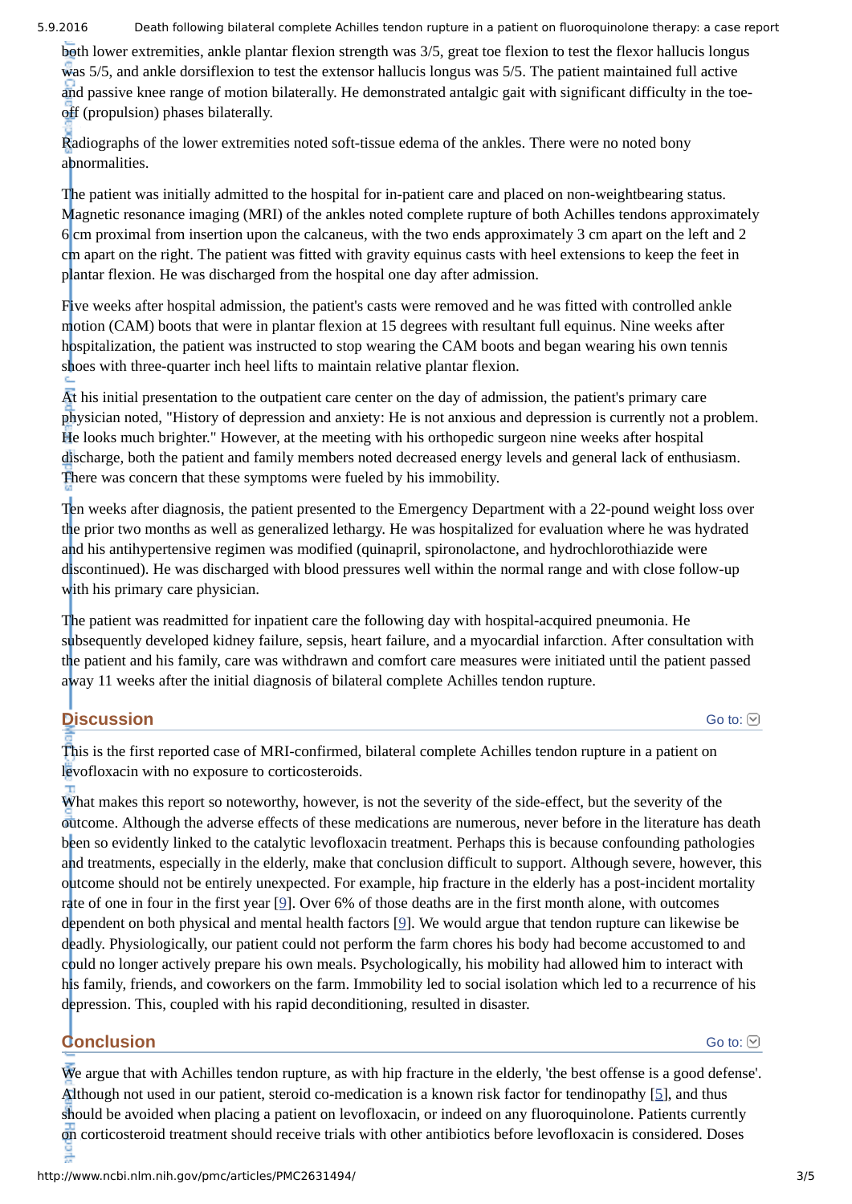both lower extremities, ankle plantar flexion strength was 3/5, great toe flexion to test the flexor hallucis longus was 5/5, and ankle dorsiflexion to test the extensor hallucis longus was 5/5. The patient maintained full active and passive knee range of motion bilaterally. He demonstrated antalgic gait with significant difficulty in the toe-off (propulsion) phases bilaterally.

Radiographs of the lower extremities noted soft-tissue edema of the ankles. There were no noted bony abnormalities.

The patient was initially admitted to the hospital for in-patient care and placed on non-weightbearing status. Magnetic resonance imaging (MRI) of the ankles noted complete rupture of both Achilles tendons approximately 6 cm proximal from insertion upon the calcaneus, with the two ends approximately 3 cm apart on the left and 2 cm apart on the right. The patient was fitted with gravity equinus casts with heel extensions to keep the feet in plantar flexion. He was discharged from the hospital one day after admission.

Five weeks after hospital admission, the patient's casts were removed and he was fitted with controlled ankle motion (CAM) boots that were in plantar flexion at 15 degrees with resultant full equinus. Nine weeks after hospitalization, the patient was instructed to stop wearing the CAM boots and began wearing his own tennis shoes with three-quarter inch heel lifts to maintain relative plantar flexion.

At his initial presentation to the outpatient care center on the day of admission, the patient's primary care physician noted, "History of depression and anxiety: He is not anxious and depression is currently not a problem. He looks much brighter." However, at the meeting with his orthopedic surgeon nine weeks after hospital discharge, both the patient and family members noted decreased energy levels and general lack of enthusiasm. There was concern that these symptoms were fueled by his immobility.

Ten weeks after diagnosis, the patient presented to the Emergency Department with a 22-pound weight loss over the prior two months as well as generalized lethargy. He was hospitalized for evaluation where he was hydrated and his antihypertensive regimen was modified (quinapril, spironolactone, and hydrochlorothiazide were discontinued). He was discharged with blood pressures well within the normal range and with close follow-up with his primary care physician.

The patient was readmitted for inpatient care the following day with hospital-acquired pneumonia. He subsequently developed kidney failure, sepsis, heart failure, and a myocardial infarction. After consultation with the patient and his family, care was withdrawn and comfort care measures were initiated until the patient passed away 11 weeks after the initial diagnosis of bilateral complete Achilles tendon rupture.

## Discussion

This is the first reported case of MRI-confirmed, bilateral complete Achilles tendon rupture in a patient on levofloxacin with no exposure to corticosteroids.

What makes this report so noteworthy, however, is not the severity of the side-effect, but the severity of the outcome. Although the adverse effects of these medications are numerous, never before in the literature has death been so evidently linked to the catalytic levofloxacin treatment. Perhaps this is because confounding pathologies and treatments, especially in the elderly, make that conclusion difficult to support. Although severe, however, this outcome should not be entirely unexpected. For example, hip fracture in the elderly has a post-incident mortality rate of one in four in the first year [9]. Over 6% of those deaths are in the first month alone, with outcomes dependent on both physical and mental health factors [9]. We would argue that tendon rupture can likewise be deadly. Physiologically, our patient could not perform the farm chores his body had become accustomed to and could no longer actively prepare his own meals. Psychologically, his mobility had allowed him to interact with his family, friends, and coworkers on the farm. Immobility led to social isolation which led to a recurrence of his depression. This, coupled with his rapid deconditioning, resulted in disaster.

## Conclusion

We argue that with Achilles tendon rupture, as with hip fracture in the elderly, 'the best offense is a good defense'. Although not used in our patient, steroid co-medication is a known risk factor for tendinopathy [5], and thus should be avoided when placing a patient on levofloxacin, or indeed on any fluoroquinolone. Patients currently on corticosteroid treatment should receive trials with other antibiotics before levofloxacin is considered. Doses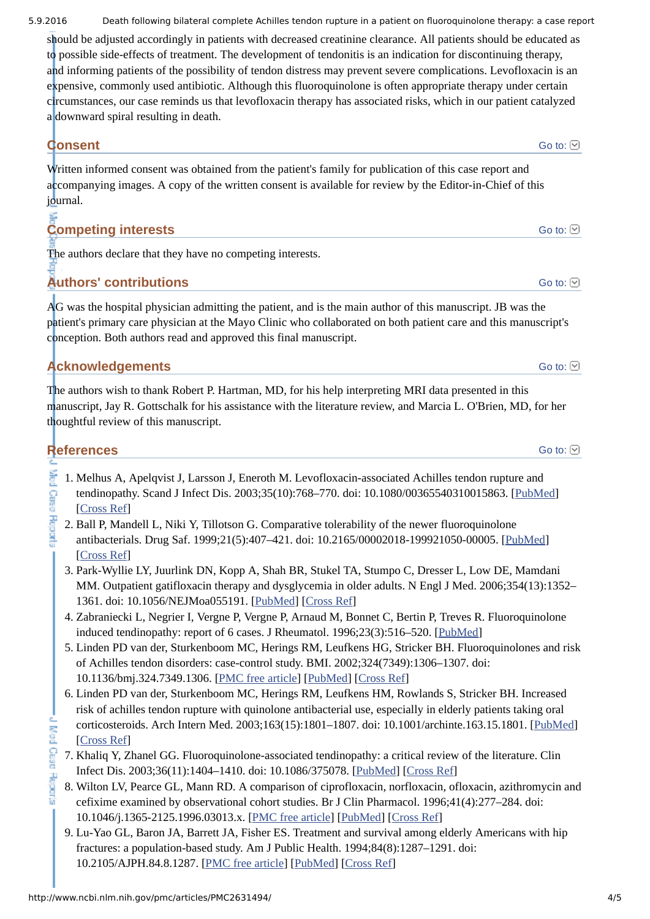should be adjusted accordingly in patients with decreased creatinine clearance. All patients should be educated as to possible side-effects of treatment. The development of tendonitis is an indication for discontinuing therapy, and informing patients of the possibility of tendon distress may prevent severe complications. Levofloxacin is an expensive, commonly used antibiotic. Although this fluoroquinolone is often appropriate therapy under certain circumstances, our case reminds us that levofloxacin therapy has associated risks, which in our patient catalyzed a downward spiral resulting in death.

## Consent

Written informed consent was obtained from the patient's family for publication of this case report and accompanying images. A copy of the written consent is available for review by the Editor-in-Chief of this journal.

## Competing interests

The authors declare that they have no competing interests.

## Authors' contributions

AG was the hospital physician admitting the patient, and is the main author of this manuscript. JB was the patient's primary care physician at the Mayo Clinic who collaborated on both patient care and this manuscript's conception. Both authors read and approved this final manuscript.

## Acknowledgements

The authors wish to thank Robert P. Hartman, MD, for his help interpreting MRI data presented in this manuscript, Jay R. Gottschalk for his assistance with the literature review, and Marcia L. O'Brien, MD, for her thoughtful review of this manuscript.

## References

1. Melhus A, Apelqvist J, Larsson J, Eneroth M. Levofloxacin-associated Achilles tendon rupture and tendinopathy. Scand J Infect Dis. 2003;35(10):768–770. doi: 10.1080/00365540310015863. [PubMed] [Cross Ref]
2. Ball P, Mandell L, Niki Y, Tillotson G. Comparative tolerability of the newer fluoroquinolone antibacterials. Drug Saf. 1999;21(5):407–421. doi: 10.2165/00002018-199921050-00005. [PubMed] [Cross Ref]
3. Park-Wyllie LY, Juurlink DN, Kopp A, Shah BR, Stukel TA, Stumpo C, Dresser L, Low DE, Mamdani MM. Outpatient gatifloxacin therapy and dysglycemia in older adults. N Engl J Med. 2006;354(13):1352–1361. doi: 10.1056/NEJMoa055191. [PubMed] [Cross Ref]
4. Zabraniecki L, Negrier I, Vergne P, Vergne P, Arnaud M, Bonnet C, Bertin P, Treves R. Fluoroquinolone induced tendinopathy: report of 6 cases. J Rheumatol. 1996;23(3):516–520. [PubMed]
5. Linden PD van der, Sturkenboom MC, Herings RM, Leufkens HG, Stricker BH. Fluoroquinolones and risk of Achilles tendon disorders: case-control study. BMJ. 2002;324(7349):1306–1307. doi: 10.1136/bmj.324.7349.1306. [PMC free article] [PubMed] [Cross Ref]
6. Linden PD van der, Sturkenboom MC, Herings RM, Leufkens HM, Rowlands S, Stricker BH. Increased risk of achilles tendon rupture with quinolone antibacterial use, especially in elderly patients taking oral corticosteroids. Arch Intern Med. 2003;163(15):1801–1807. doi: 10.1001/archinte.163.15.1801. [PubMed] [Cross Ref]
7. Khaliq Y, Zhanel GG. Fluoroquinolone-associated tendinopathy: a critical review of the literature. Clin Infect Dis. 2003;36(11):1404–1410. doi: 10.1086/375078. [PubMed] [Cross Ref]
8. Wilton LV, Pearce GL, Mann RD. A comparison of ciprofloxacin, norfloxacin, ofloxacin, azithromycin and cefixime examined by observational cohort studies. Br J Clin Pharmacol. 1996;41(4):277–284. doi: 10.1046/j.1365-2125.1996.03013.x. [PMC free article] [PubMed] [Cross Ref]
9. Lu-Yao GL, Baron JA, Barrett JA, Fisher ES. Treatment and survival among elderly Americans with hip fractures: a population-based study. Am J Public Health. 1994;84(8):1287–1291. doi: 10.2105/AJPH.84.8.1287. [PMC free article] [PubMed] [Cross Ref]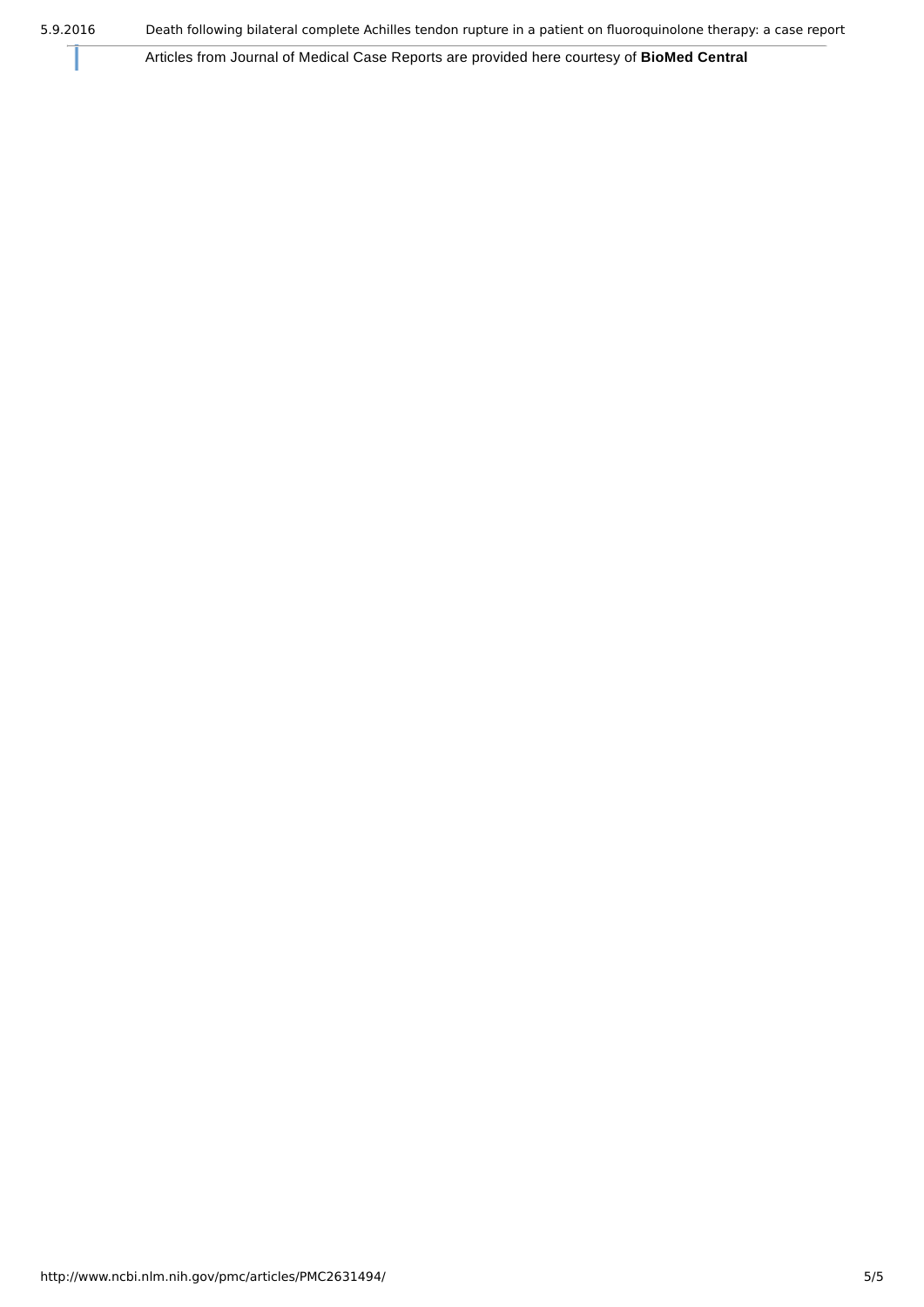Articles from Journal of Medical Case Reports are provided here courtesy of **BioMed Central**